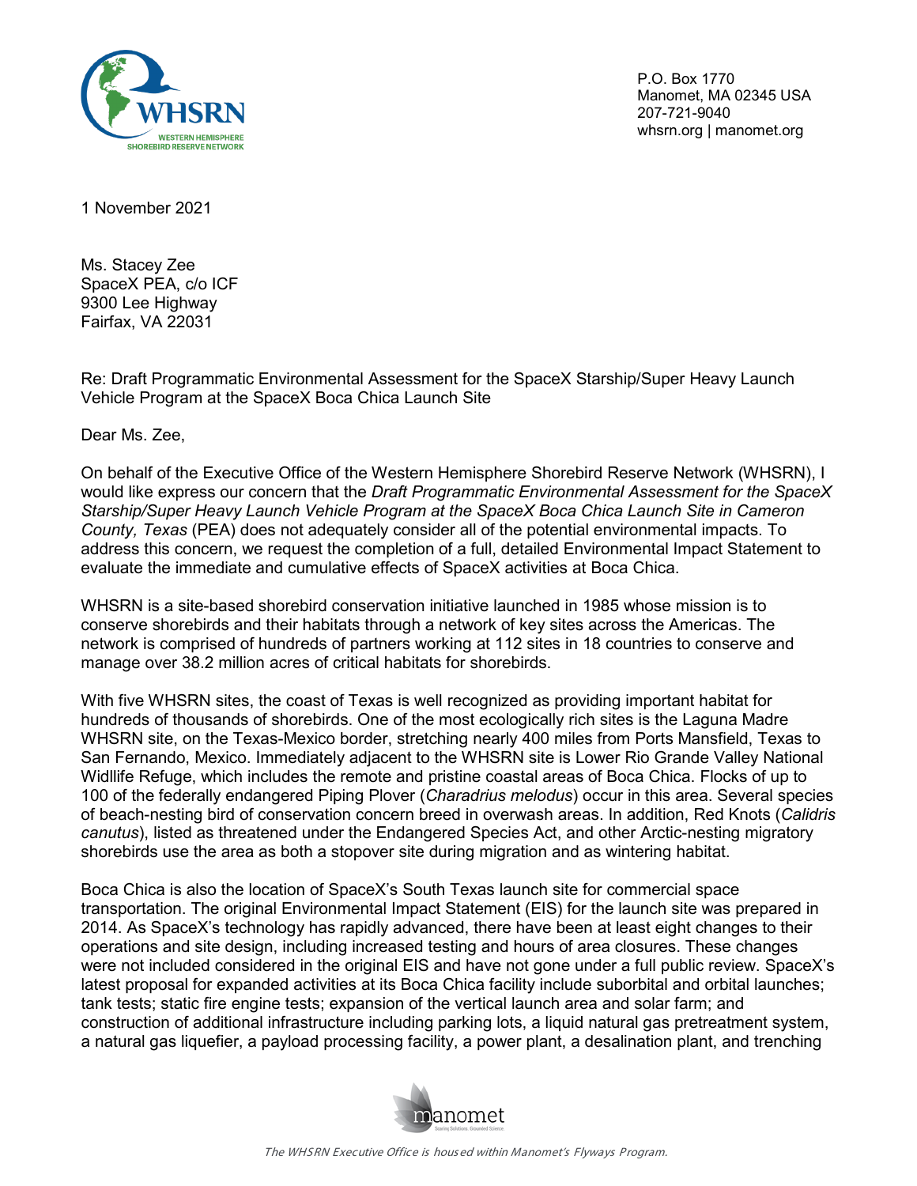P.O. Box 1770
Manomet, MA 02345 USA
207-721-9040
whsrn.org | manomet.org

1 November 2021

Ms. Stacey Zee
SpaceX PEA, c/o ICF
9300 Lee Highway
Fairfax, VA 22031

Re: Draft Programmatic Environmental Assessment for the SpaceX Starship/Super Heavy Launch Vehicle Program at the SpaceX Boca Chica Launch Site

Dear Ms. Zee,

On behalf of the Executive Office of the Western Hemisphere Shorebird Reserve Network (WHSRN), I would like express our concern that the *Draft Programmatic Environmental Assessment for the SpaceX Starship/Super Heavy Launch Vehicle Program at the SpaceX Boca Chica Launch Site in Cameron County, Texas* (PEA) does not adequately consider all of the potential environmental impacts. To address this concern, we request the completion of a full, detailed Environmental Impact Statement to evaluate the immediate and cumulative effects of SpaceX activities at Boca Chica.

WHSRN is a site-based shorebird conservation initiative launched in 1985 whose mission is to conserve shorebirds and their habitats through a network of key sites across the Americas. The network is comprised of hundreds of partners working at 112 sites in 18 countries to conserve and manage over 38.2 million acres of critical habitats for shorebirds.

With five WHSRN sites, the coast of Texas is well recognized as providing important habitat for hundreds of thousands of shorebirds. One of the most ecologically rich sites is the Laguna Madre WHSRN site, on the Texas-Mexico border, stretching nearly 400 miles from Ports Mansfield, Texas to San Fernando, Mexico. Immediately adjacent to the WHSRN site is Lower Rio Grande Valley National Widllife Refuge, which includes the remote and pristine coastal areas of Boca Chica. Flocks of up to 100 of the federally endangered Piping Plover (*Charadrius melodus*) occur in this area. Several species of beach-nesting bird of conservation concern breed in overwash areas. In addition, Red Knots (*Calidris canutus*), listed as threatened under the Endangered Species Act, and other Arctic-nesting migratory shorebirds use the area as both a stopover site during migration and as wintering habitat.

Boca Chica is also the location of SpaceX's South Texas launch site for commercial space transportation. The original Environmental Impact Statement (EIS) for the launch site was prepared in 2014. As SpaceX's technology has rapidly advanced, there have been at least eight changes to their operations and site design, including increased testing and hours of area closures. These changes were not included considered in the original EIS and have not gone under a full public review. SpaceX's latest proposal for expanded activities at its Boca Chica facility include suborbital and orbital launches; tank tests; static fire engine tests; expansion of the vertical launch area and solar farm; and construction of additional infrastructure including parking lots, a liquid natural gas pretreatment system, a natural gas liquefier, a payload processing facility, a power plant, a desalination plant, and trenching

*The WHSRN Executive Office is housed within Manomet's Flyways Program.*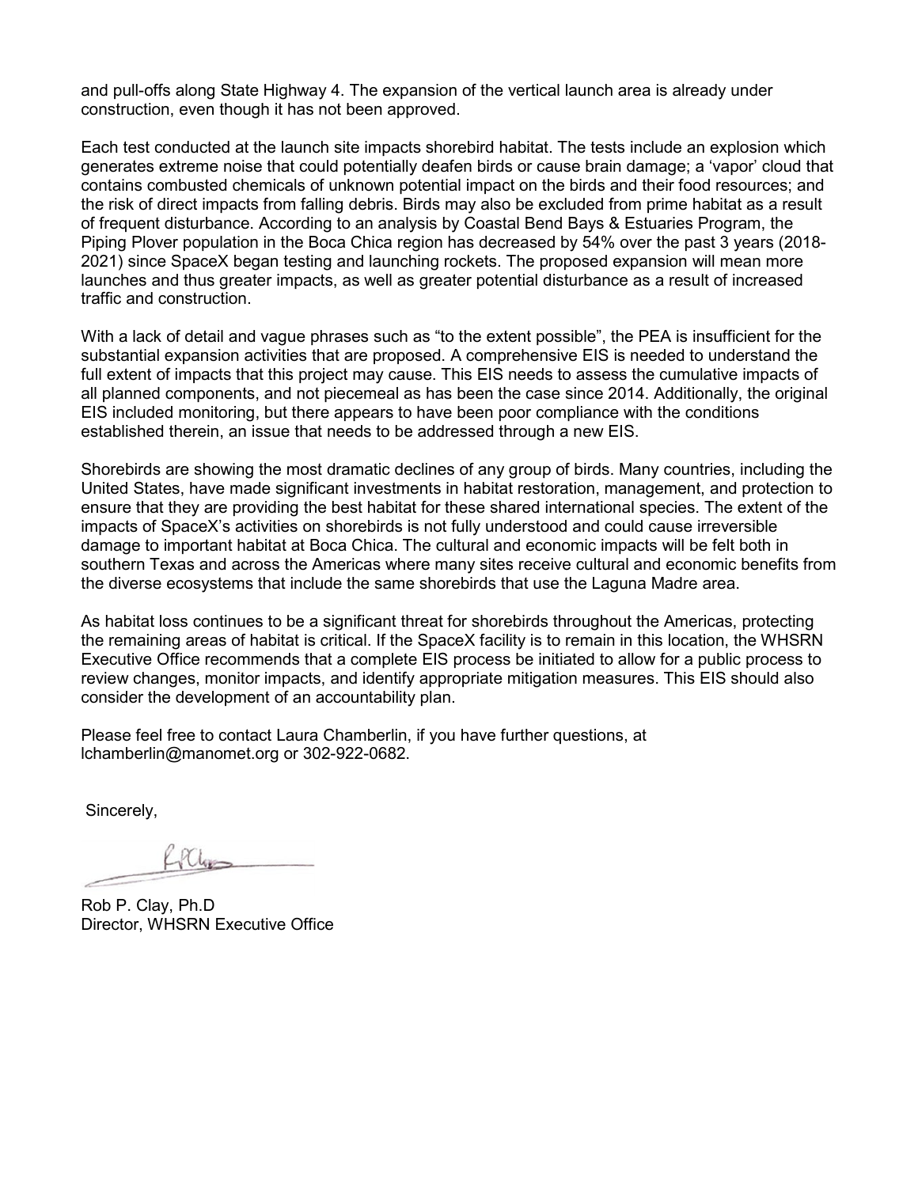and pull-offs along State Highway 4. The expansion of the vertical launch area is already under construction, even though it has not been approved.

Each test conducted at the launch site impacts shorebird habitat. The tests include an explosion which generates extreme noise that could potentially deafen birds or cause brain damage; a 'vapor' cloud that contains combusted chemicals of unknown potential impact on the birds and their food resources; and the risk of direct impacts from falling debris. Birds may also be excluded from prime habitat as a result of frequent disturbance. According to an analysis by Coastal Bend Bays & Estuaries Program, the Piping Plover population in the Boca Chica region has decreased by 54% over the past 3 years (2018-2021) since SpaceX began testing and launching rockets. The proposed expansion will mean more launches and thus greater impacts, as well as greater potential disturbance as a result of increased traffic and construction.

With a lack of detail and vague phrases such as "to the extent possible", the PEA is insufficient for the substantial expansion activities that are proposed. A comprehensive EIS is needed to understand the full extent of impacts that this project may cause. This EIS needs to assess the cumulative impacts of all planned components, and not piecemeal as has been the case since 2014. Additionally, the original EIS included monitoring, but there appears to have been poor compliance with the conditions established therein, an issue that needs to be addressed through a new EIS.

Shorebirds are showing the most dramatic declines of any group of birds. Many countries, including the United States, have made significant investments in habitat restoration, management, and protection to ensure that they are providing the best habitat for these shared international species. The extent of the impacts of SpaceX's activities on shorebirds is not fully understood and could cause irreversible damage to important habitat at Boca Chica. The cultural and economic impacts will be felt both in southern Texas and across the Americas where many sites receive cultural and economic benefits from the diverse ecosystems that include the same shorebirds that use the Laguna Madre area.

As habitat loss continues to be a significant threat for shorebirds throughout the Americas, protecting the remaining areas of habitat is critical. If the SpaceX facility is to remain in this location, the WHSRN Executive Office recommends that a complete EIS process be initiated to allow for a public process to review changes, monitor impacts, and identify appropriate mitigation measures. This EIS should also consider the development of an accountability plan.

Please feel free to contact Laura Chamberlin, if you have further questions, at lchamberlin@manomet.org or 302-922-0682.

Sincerely,

Rob P. Clay, Ph.D
Director, WHSRN Executive Office